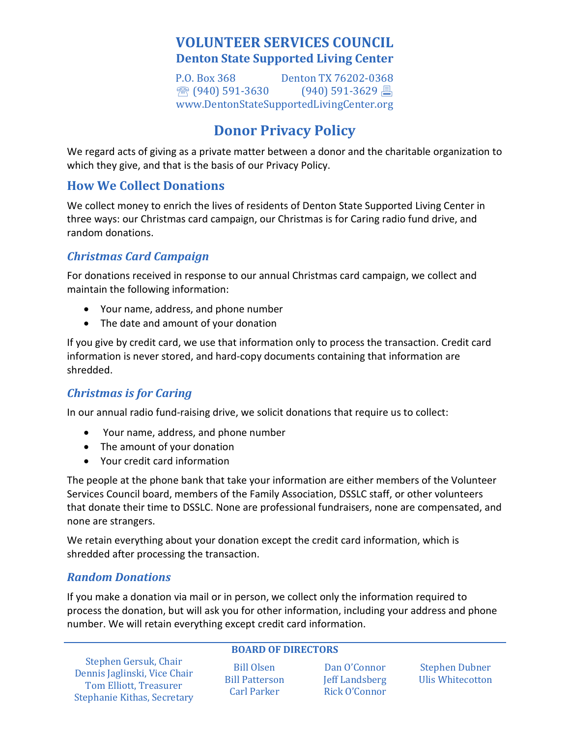# VOLUNTEER SERVICES COUNCIL
## Denton State Supported Living Center

P.O. Box 368 Denton TX 76202-0368
☎ (940) 591-3630 (940) 591-3629 🖶
www.DentonStateSupportedLivingCenter.org

# Donor Privacy Policy

We regard acts of giving as a private matter between a donor and the charitable organization to which they give, and that is the basis of our Privacy Policy.

## How We Collect Donations

We collect money to enrich the lives of residents of Denton State Supported Living Center in three ways: our Christmas card campaign, our Christmas is for Caring radio fund drive, and random donations.

### *Christmas Card Campaign*

For donations received in response to our annual Christmas card campaign, we collect and maintain the following information:

- Your name, address, and phone number
- The date and amount of your donation

If you give by credit card, we use that information only to process the transaction. Credit card information is never stored, and hard-copy documents containing that information are shredded.

### *Christmas is for Caring*

In our annual radio fund-raising drive, we solicit donations that require us to collect:

- Your name, address, and phone number
- The amount of your donation
- Your credit card information

The people at the phone bank that take your information are either members of the Volunteer Services Council board, members of the Family Association, DSSLC staff, or other volunteers that donate their time to DSSLC. None are professional fundraisers, none are compensated, and none are strangers.

We retain everything about your donation except the credit card information, which is shredded after processing the transaction.

### *Random Donations*

If you make a donation via mail or in person, we collect only the information required to process the donation, but will ask you for other information, including your address and phone number. We will retain everything except credit card information.

**BOARD OF DIRECTORS**

Stephen Gersuk, Chair
Dennis Jaglinski, Vice Chair
Tom Elliott, Treasurer
Stephanie Kithas, Secretary

Bill Olsen
Bill Patterson
Carl Parker

Dan O'Connor
Jeff Landsberg
Rick O'Connor

Stephen Dubner
Ulis Whitecotton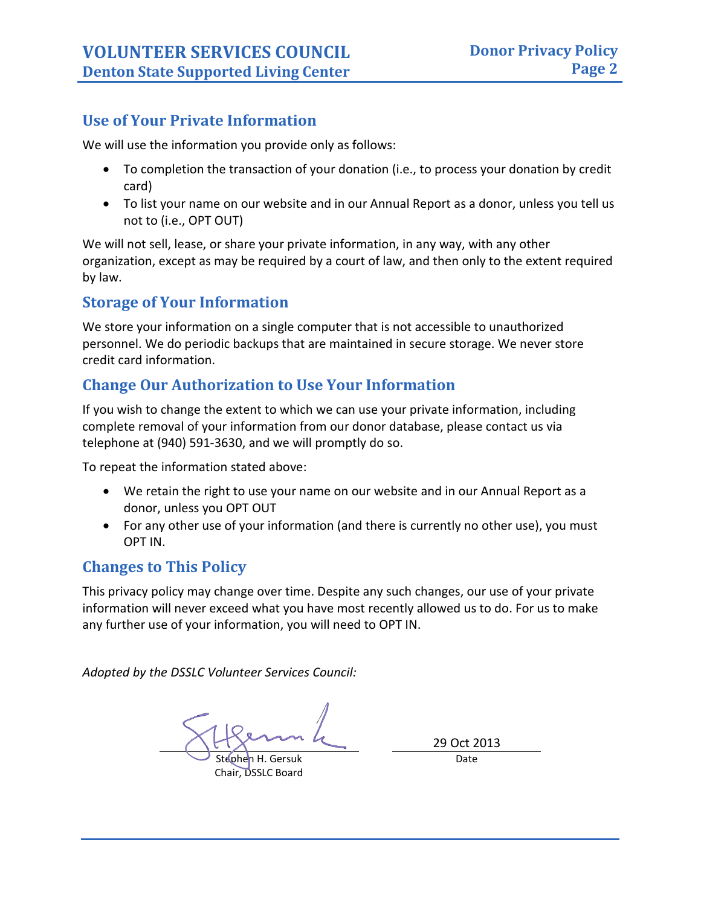## Use of Your Private Information

We will use the information you provide only as follows:

- To completion the transaction of your donation (i.e., to process your donation by credit card)
- To list your name on our website and in our Annual Report as a donor, unless you tell us not to (i.e., OPT OUT)

We will not sell, lease, or share your private information, in any way, with any other organization, except as may be required by a court of law, and then only to the extent required by law.

## Storage of Your Information

We store your information on a single computer that is not accessible to unauthorized personnel. We do periodic backups that are maintained in secure storage. We never store credit card information.

## Change Our Authorization to Use Your Information

If you wish to change the extent to which we can use your private information, including complete removal of your information from our donor database, please contact us via telephone at (940) 591-3630, and we will promptly do so.

To repeat the information stated above:

- We retain the right to use your name on our website and in our Annual Report as a donor, unless you OPT OUT
- For any other use of your information (and there is currently no other use), you must OPT IN.

## Changes to This Policy

This privacy policy may change over time. Despite any such changes, our use of your private information will never exceed what you have most recently allowed us to do. For us to make any further use of your information, you will need to OPT IN.

*Adopted by the DSSLC Volunteer Services Council:*

Stephen H. Gersuk
Chair, DSSLC Board

29 Oct 2013
Date